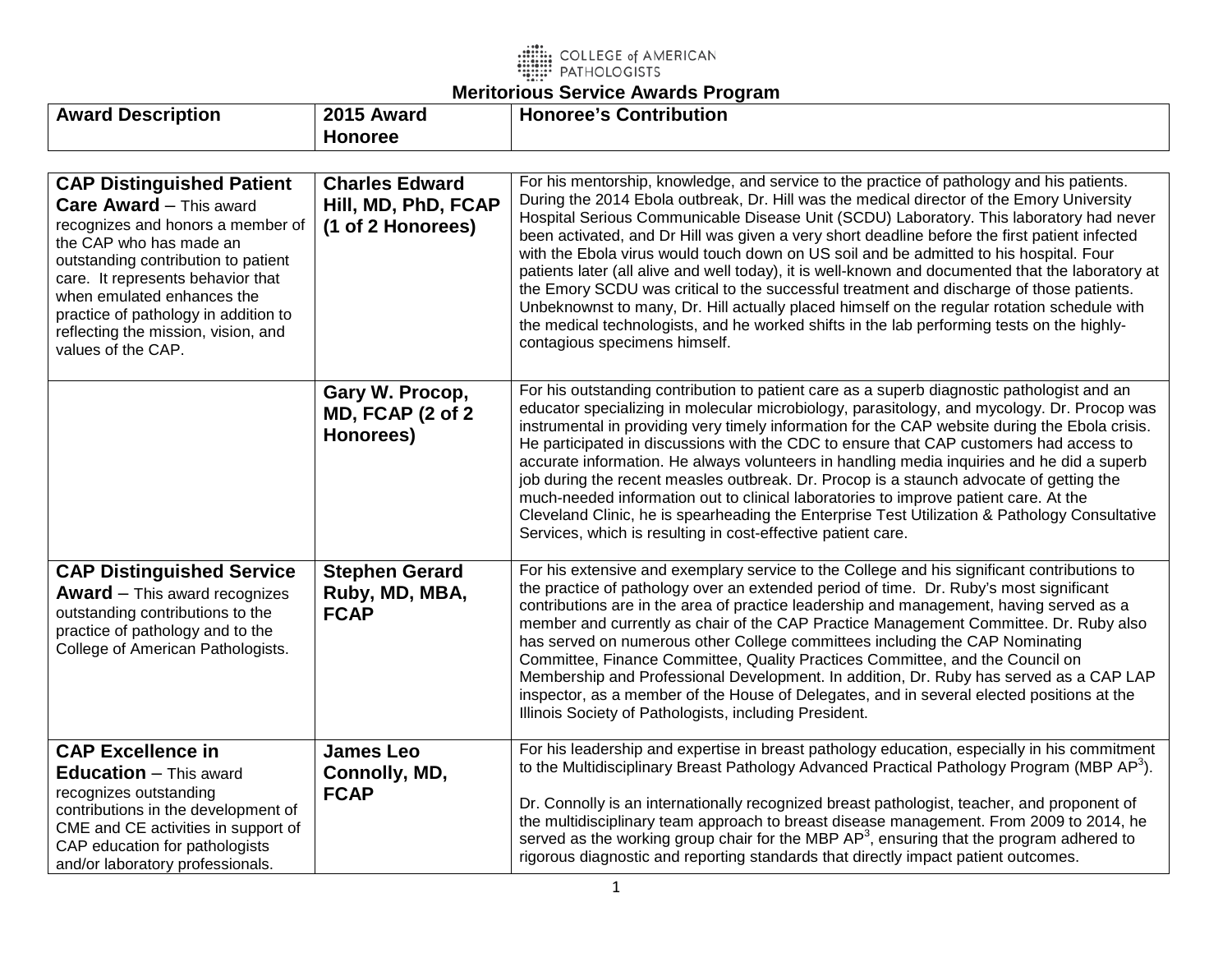COLLEGE of AMERICAN PATHOLOGISTS

# Meritorious Service Awards Program

| Award Description | 2015 Award Honoree | Honoree's Contribution |
| --- | --- | --- |
| **CAP Distinguished Patient Care Award** – This award recognizes and honors a member of the CAP who has made an outstanding contribution to patient care. It represents behavior that when emulated enhances the practice of pathology in addition to reflecting the mission, vision, and values of the CAP. | **Charles Edward Hill, MD, PhD, FCAP (1 of 2 Honorees)** | For his mentorship, knowledge, and service to the practice of pathology and his patients. During the 2014 Ebola outbreak, Dr. Hill was the medical director of the Emory University Hospital Serious Communicable Disease Unit (SCDU) Laboratory. This laboratory had never been activated, and Dr Hill was given a very short deadline before the first patient infected with the Ebola virus would touch down on US soil and be admitted to his hospital. Four patients later (all alive and well today), it is well-known and documented that the laboratory at the Emory SCDU was critical to the successful treatment and discharge of those patients. Unbeknownst to many, Dr. Hill actually placed himself on the regular rotation schedule with the medical technologists, and he worked shifts in the lab performing tests on the highly-contagious specimens himself. |
| | **Gary W. Procop, MD, FCAP (2 of 2 Honorees)** | For his outstanding contribution to patient care as a superb diagnostic pathologist and an educator specializing in molecular microbiology, parasitology, and mycology. Dr. Procop was instrumental in providing very timely information for the CAP website during the Ebola crisis. He participated in discussions with the CDC to ensure that CAP customers had access to accurate information. He always volunteers in handling media inquiries and he did a superb job during the recent measles outbreak. Dr. Procop is a staunch advocate of getting the much-needed information out to clinical laboratories to improve patient care. At the Cleveland Clinic, he is spearheading the Enterprise Test Utilization & Pathology Consultative Services, which is resulting in cost-effective patient care. |
| **CAP Distinguished Service Award** – This award recognizes outstanding contributions to the practice of pathology and to the College of American Pathologists. | **Stephen Gerard Ruby, MD, MBA, FCAP** | For his extensive and exemplary service to the College and his significant contributions to the practice of pathology over an extended period of time. Dr. Ruby's most significant contributions are in the area of practice leadership and management, having served as a member and currently as chair of the CAP Practice Management Committee. Dr. Ruby also has served on numerous other College committees including the CAP Nominating Committee, Finance Committee, Quality Practices Committee, and the Council on Membership and Professional Development. In addition, Dr. Ruby has served as a CAP LAP inspector, as a member of the House of Delegates, and in several elected positions at the Illinois Society of Pathologists, including President. |
| **CAP Excellence in Education** – This award recognizes outstanding contributions in the development of CME and CE activities in support of CAP education for pathologists and/or laboratory professionals. | **James Leo Connolly, MD, FCAP** | For his leadership and expertise in breast pathology education, especially in his commitment to the Multidisciplinary Breast Pathology Advanced Practical Pathology Program (MBP $AP^3$).<br><br>Dr. Connolly is an internationally recognized breast pathologist, teacher, and proponent of the multidisciplinary team approach to breast disease management. From 2009 to 2014, he served as the working group chair for the MBP $AP^3$, ensuring that the program adhered to rigorous diagnostic and reporting standards that directly impact patient outcomes. |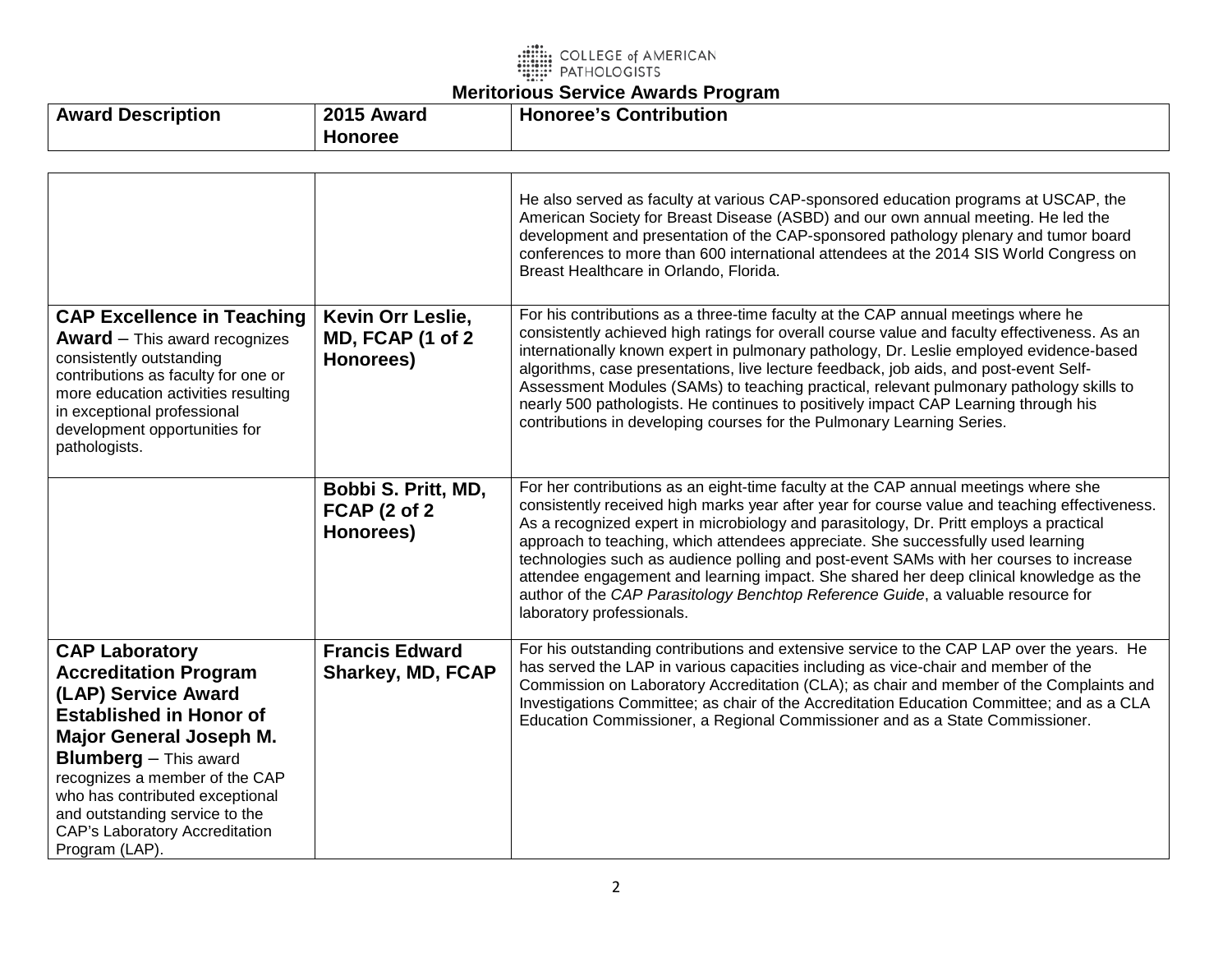**Meritorious Service Awards Program**

| Award Description | 2015 Award Honoree | Honoree's Contribution |
| --- | --- | --- |
| | | He also served as faculty at various CAP-sponsored education programs at USCAP, the American Society for Breast Disease (ASBD) and our own annual meeting. He led the development and presentation of the CAP-sponsored pathology plenary and tumor board conferences to more than 600 international attendees at the 2014 SIS World Congress on Breast Healthcare in Orlando, Florida. |
| **CAP Excellence in Teaching Award** – This award recognizes consistently outstanding contributions as faculty for one or more education activities resulting in exceptional professional development opportunities for pathologists. | **Kevin Orr Leslie, MD, FCAP (1 of 2 Honorees)** | For his contributions as a three-time faculty at the CAP annual meetings where he consistently achieved high ratings for overall course value and faculty effectiveness. As an internationally known expert in pulmonary pathology, Dr. Leslie employed evidence-based algorithms, case presentations, live lecture feedback, job aids, and post-event Self-Assessment Modules (SAMs) to teaching practical, relevant pulmonary pathology skills to nearly 500 pathologists. He continues to positively impact CAP Learning through his contributions in developing courses for the Pulmonary Learning Series. |
| | **Bobbi S. Pritt, MD, FCAP (2 of 2 Honorees)** | For her contributions as an eight-time faculty at the CAP annual meetings where she consistently received high marks year after year for course value and teaching effectiveness. As a recognized expert in microbiology and parasitology, Dr. Pritt employs a practical approach to teaching, which attendees appreciate. She successfully used learning technologies such as audience polling and post-event SAMs with her courses to increase attendee engagement and learning impact. She shared her deep clinical knowledge as the author of the *CAP Parasitology Benchtop Reference Guide*, a valuable resource for laboratory professionals. |
| **CAP Laboratory Accreditation Program (LAP) Service Award Established in Honor of Major General Joseph M. Blumberg** – This award recognizes a member of the CAP who has contributed exceptional and outstanding service to the CAP's Laboratory Accreditation Program (LAP). | **Francis Edward Sharkey, MD, FCAP** | For his outstanding contributions and extensive service to the CAP LAP over the years. He has served the LAP in various capacities including as vice-chair and member of the Commission on Laboratory Accreditation (CLA); as chair and member of the Complaints and Investigations Committee; as chair of the Accreditation Education Committee; and as a CLA Education Commissioner, a Regional Commissioner and as a State Commissioner. |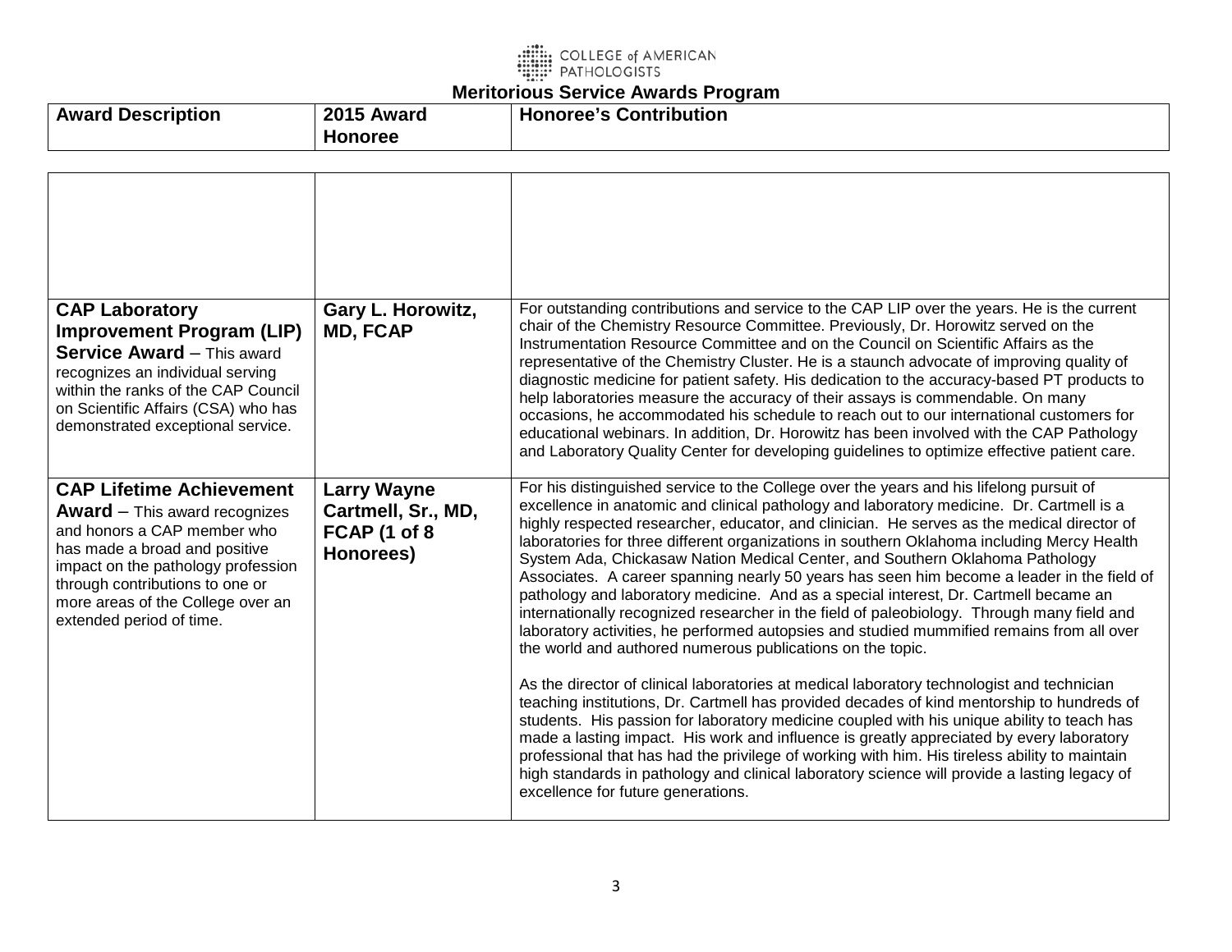# Meritorious Service Awards Program

| Award Description | 2015 Award Honoree | Honoree's Contribution |
|---|---|---|
| | | |
| **CAP Laboratory Improvement Program (LIP) Service Award** – This award recognizes an individual serving within the ranks of the CAP Council on Scientific Affairs (CSA) who has demonstrated exceptional service. | **Gary L. Horowitz, MD, FCAP** | For outstanding contributions and service to the CAP LIP over the years. He is the current chair of the Chemistry Resource Committee. Previously, Dr. Horowitz served on the Instrumentation Resource Committee and on the Council on Scientific Affairs as the representative of the Chemistry Cluster. He is a staunch advocate of improving quality of diagnostic medicine for patient safety. His dedication to the accuracy-based PT products to help laboratories measure the accuracy of their assays is commendable. On many occasions, he accommodated his schedule to reach out to our international customers for educational webinars. In addition, Dr. Horowitz has been involved with the CAP Pathology and Laboratory Quality Center for developing guidelines to optimize effective patient care. |
| **CAP Lifetime Achievement Award** – This award recognizes and honors a CAP member who has made a broad and positive impact on the pathology profession through contributions to one or more areas of the College over an extended period of time. | **Larry Wayne Cartmell, Sr., MD, FCAP (1 of 8 Honorees)** | For his distinguished service to the College over the years and his lifelong pursuit of excellence in anatomic and clinical pathology and laboratory medicine. Dr. Cartmell is a highly respected researcher, educator, and clinician. He serves as the medical director of laboratories for three different organizations in southern Oklahoma including Mercy Health System Ada, Chickasaw Nation Medical Center, and Southern Oklahoma Pathology Associates. A career spanning nearly 50 years has seen him become a leader in the field of pathology and laboratory medicine. And as a special interest, Dr. Cartmell became an internationally recognized researcher in the field of paleobiology. Through many field and laboratory activities, he performed autopsies and studied mummified remains from all over the world and authored numerous publications on the topic.<br><br>As the director of clinical laboratories at medical laboratory technologist and technician teaching institutions, Dr. Cartmell has provided decades of kind mentorship to hundreds of students. His passion for laboratory medicine coupled with his unique ability to teach has made a lasting impact. His work and influence is greatly appreciated by every laboratory professional that has had the privilege of working with him. His tireless ability to maintain high standards in pathology and clinical laboratory science will provide a lasting legacy of excellence for future generations. |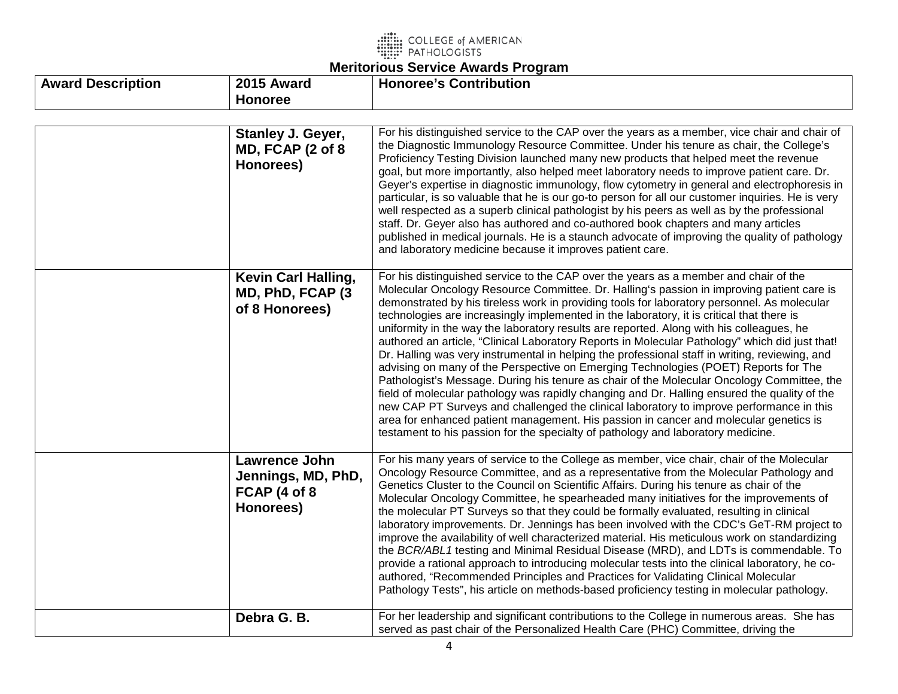COLLEGE of AMERICAN PATHOLOGISTS

# Meritorious Service Awards Program

| Award Description | 2015 Award Honoree | Honoree's Contribution |
|---|---|---|
| | **Stanley J. Geyer, MD, FCAP (2 of 8 Honorees)** | For his distinguished service to the CAP over the years as a member, vice chair and chair of the Diagnostic Immunology Resource Committee. Under his tenure as chair, the College's Proficiency Testing Division launched many new products that helped meet the revenue goal, but more importantly, also helped meet laboratory needs to improve patient care. Dr. Geyer's expertise in diagnostic immunology, flow cytometry in general and electrophoresis in particular, is so valuable that he is our go-to person for all our customer inquiries. He is very well respected as a superb clinical pathologist by his peers as well as by the professional staff. Dr. Geyer also has authored and co-authored book chapters and many articles published in medical journals. He is a staunch advocate of improving the quality of pathology and laboratory medicine because it improves patient care. |
| | **Kevin Carl Halling, MD, PhD, FCAP (3 of 8 Honorees)** | For his distinguished service to the CAP over the years as a member and chair of the Molecular Oncology Resource Committee. Dr. Halling's passion in improving patient care is demonstrated by his tireless work in providing tools for laboratory personnel. As molecular technologies are increasingly implemented in the laboratory, it is critical that there is uniformity in the way the laboratory results are reported. Along with his colleagues, he authored an article, "Clinical Laboratory Reports in Molecular Pathology" which did just that! Dr. Halling was very instrumental in helping the professional staff in writing, reviewing, and advising on many of the Perspective on Emerging Technologies (POET) Reports for The Pathologist's Message. During his tenure as chair of the Molecular Oncology Committee, the field of molecular pathology was rapidly changing and Dr. Halling ensured the quality of the new CAP PT Surveys and challenged the clinical laboratory to improve performance in this area for enhanced patient management. His passion in cancer and molecular genetics is testament to his passion for the specialty of pathology and laboratory medicine. |
| | **Lawrence John Jennings, MD, PhD, FCAP (4 of 8 Honorees)** | For his many years of service to the College as member, vice chair, chair of the Molecular Oncology Resource Committee, and as a representative from the Molecular Pathology and Genetics Cluster to the Council on Scientific Affairs. During his tenure as chair of the Molecular Oncology Committee, he spearheaded many initiatives for the improvements of the molecular PT Surveys so that they could be formally evaluated, resulting in clinical laboratory improvements. Dr. Jennings has been involved with the CDC's GeT-RM project to improve the availability of well characterized material. His meticulous work on standardizing the *BCR/ABL1* testing and Minimal Residual Disease (MRD), and LDTs is commendable. To provide a rational approach to introducing molecular tests into the clinical laboratory, he co-authored, "Recommended Principles and Practices for Validating Clinical Molecular Pathology Tests", his article on methods-based proficiency testing in molecular pathology. |
| | **Debra G. B.** | For her leadership and significant contributions to the College in numerous areas. She has served as past chair of the Personalized Health Care (PHC) Committee, driving the |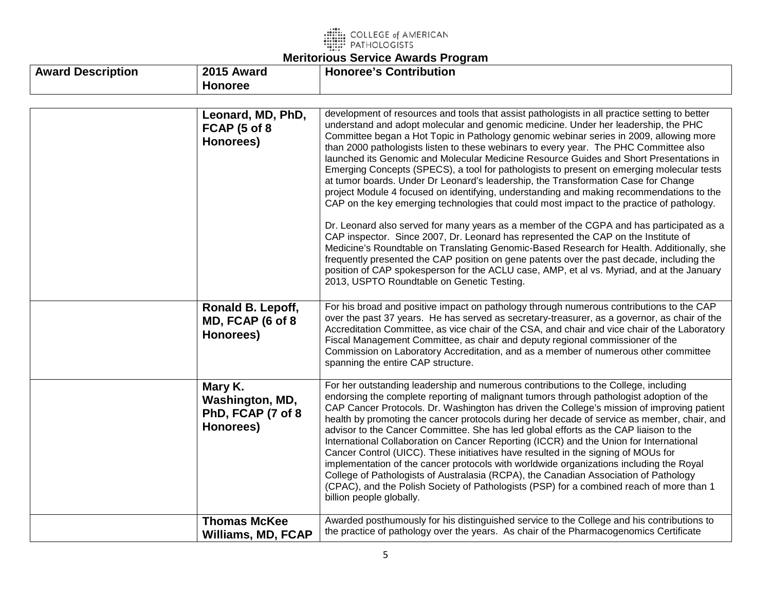# Meritorious Service Awards Program

| Award Description | 2015 Award Honoree | Honoree's Contribution |
|---|---|---|
| | **Leonard, MD, PhD, FCAP (5 of 8 Honorees)** | development of resources and tools that assist pathologists in all practice setting to better understand and adopt molecular and genomic medicine. Under her leadership, the PHC Committee began a Hot Topic in Pathology genomic webinar series in 2009, allowing more than 2000 pathologists listen to these webinars to every year. The PHC Committee also launched its Genomic and Molecular Medicine Resource Guides and Short Presentations in Emerging Concepts (SPECS), a tool for pathologists to present on emerging molecular tests at tumor boards. Under Dr Leonard's leadership, the Transformation Case for Change project Module 4 focused on identifying, understanding and making recommendations to the CAP on the key emerging technologies that could most impact to the practice of pathology.<br><br>Dr. Leonard also served for many years as a member of the CGPA and has participated as a CAP inspector. Since 2007, Dr. Leonard has represented the CAP on the Institute of Medicine's Roundtable on Translating Genomic-Based Research for Health. Additionally, she frequently presented the CAP position on gene patents over the past decade, including the position of CAP spokesperson for the ACLU case, AMP, et al vs. Myriad, and at the January 2013, USPTO Roundtable on Genetic Testing. |
| | **Ronald B. Lepoff, MD, FCAP (6 of 8 Honorees)** | For his broad and positive impact on pathology through numerous contributions to the CAP over the past 37 years. He has served as secretary-treasurer, as a governor, as chair of the Accreditation Committee, as vice chair of the CSA, and chair and vice chair of the Laboratory Fiscal Management Committee, as chair and deputy regional commissioner of the Commission on Laboratory Accreditation, and as a member of numerous other committee spanning the entire CAP structure. |
| | **Mary K. Washington, MD, PhD, FCAP (7 of 8 Honorees)** | For her outstanding leadership and numerous contributions to the College, including endorsing the complete reporting of malignant tumors through pathologist adoption of the CAP Cancer Protocols. Dr. Washington has driven the College's mission of improving patient health by promoting the cancer protocols during her decade of service as member, chair, and advisor to the Cancer Committee. She has led global efforts as the CAP liaison to the International Collaboration on Cancer Reporting (ICCR) and the Union for International Cancer Control (UICC). These initiatives have resulted in the signing of MOUs for implementation of the cancer protocols with worldwide organizations including the Royal College of Pathologists of Australasia (RCPA), the Canadian Association of Pathology (CPAC), and the Polish Society of Pathologists (PSP) for a combined reach of more than 1 billion people globally. |
| | **Thomas McKee Williams, MD, FCAP** | Awarded posthumously for his distinguished service to the College and his contributions to the practice of pathology over the years. As chair of the Pharmacogenomics Certificate |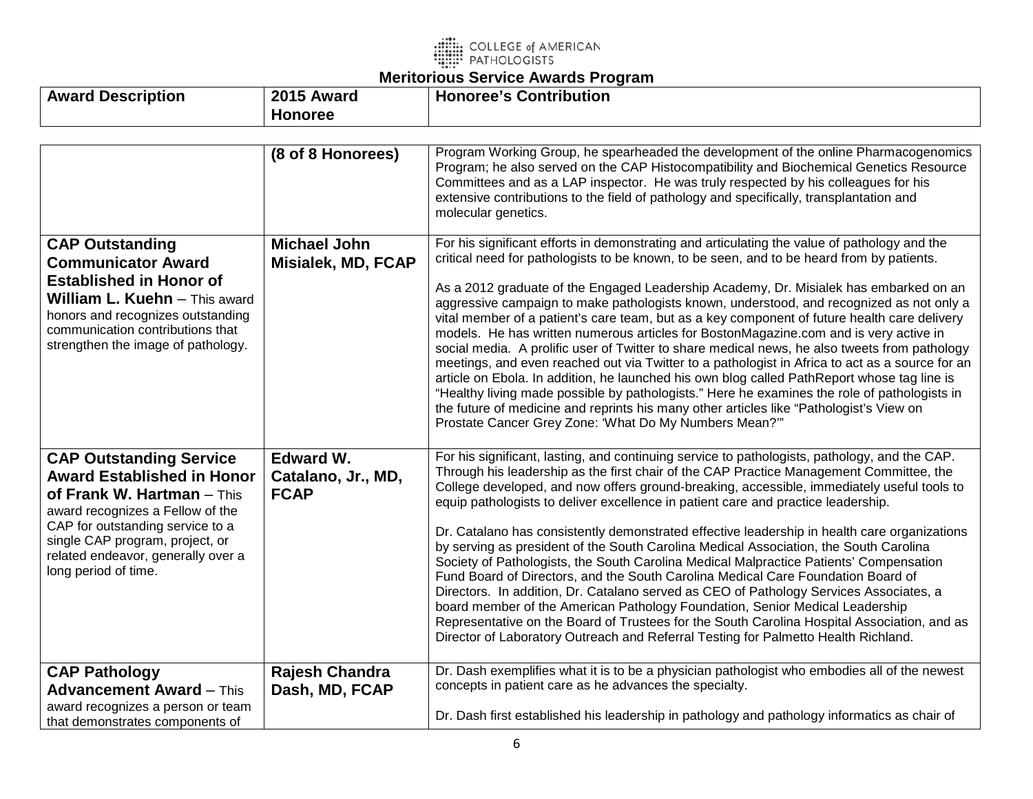# Meritorious Service Awards Program

| Award Description | 2015 Award Honoree | Honoree's Contribution |
|---|---|---|
| | **(8 of 8 Honorees)** | Program Working Group, he spearheaded the development of the online Pharmacogenomics Program; he also served on the CAP Histocompatibility and Biochemical Genetics Resource Committees and as a LAP inspector. He was truly respected by his colleagues for his extensive contributions to the field of pathology and specifically, transplantation and molecular genetics. |
| **CAP Outstanding Communicator Award Established in Honor of William L. Kuehn** – This award honors and recognizes outstanding communication contributions that strengthen the image of pathology. | **Michael John Misialek, MD, FCAP** | For his significant efforts in demonstrating and articulating the value of pathology and the critical need for pathologists to be known, to be seen, and to be heard from by patients.<br><br>As a 2012 graduate of the Engaged Leadership Academy, Dr. Misialek has embarked on an aggressive campaign to make pathologists known, understood, and recognized as not only a vital member of a patient's care team, but as a key component of future health care delivery models. He has written numerous articles for BostonMagazine.com and is very active in social media. A prolific user of Twitter to share medical news, he also tweets from pathology meetings, and even reached out via Twitter to a pathologist in Africa to act as a source for an article on Ebola. In addition, he launched his own blog called PathReport whose tag line is "Healthy living made possible by pathologists." Here he examines the role of pathologists in the future of medicine and reprints his many other articles like "Pathologist's View on Prostate Cancer Grey Zone: 'What Do My Numbers Mean?'" |
| **CAP Outstanding Service Award Established in Honor of Frank W. Hartman** – This award recognizes a Fellow of the CAP for outstanding service to a single CAP program, project, or related endeavor, generally over a long period of time. | **Edward W. Catalano, Jr., MD, FCAP** | For his significant, lasting, and continuing service to pathologists, pathology, and the CAP. Through his leadership as the first chair of the CAP Practice Management Committee, the College developed, and now offers ground-breaking, accessible, immediately useful tools to equip pathologists to deliver excellence in patient care and practice leadership.<br><br>Dr. Catalano has consistently demonstrated effective leadership in health care organizations by serving as president of the South Carolina Medical Association, the South Carolina Society of Pathologists, the South Carolina Medical Malpractice Patients' Compensation Fund Board of Directors, and the South Carolina Medical Care Foundation Board of Directors. In addition, Dr. Catalano served as CEO of Pathology Services Associates, a board member of the American Pathology Foundation, Senior Medical Leadership Representative on the Board of Trustees for the South Carolina Hospital Association, and as Director of Laboratory Outreach and Referral Testing for Palmetto Health Richland. |
| **CAP Pathology Advancement Award** – This award recognizes a person or team that demonstrates components of | **Rajesh Chandra Dash, MD, FCAP** | Dr. Dash exemplifies what it is to be a physician pathologist who embodies all of the newest concepts in patient care as he advances the specialty.<br><br>Dr. Dash first established his leadership in pathology and pathology informatics as chair of |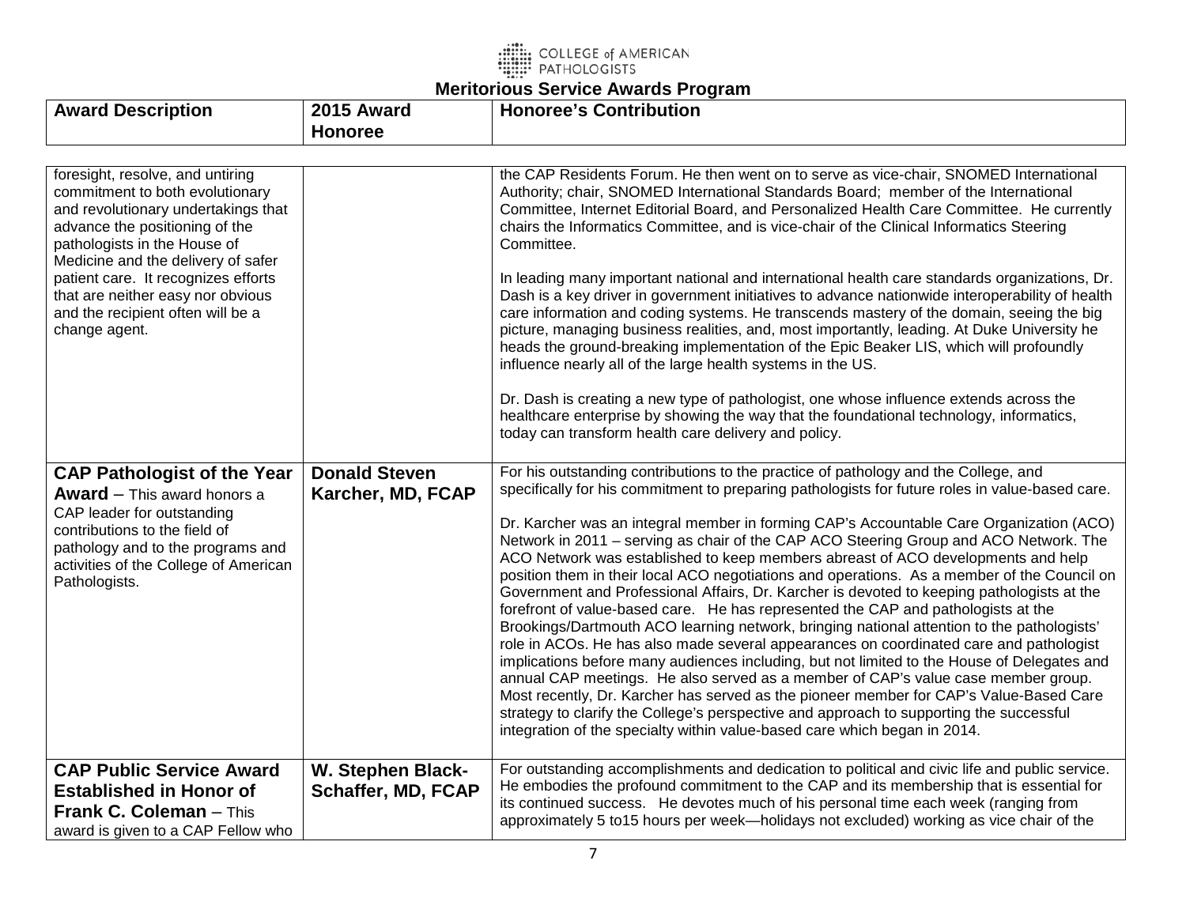# Meritorious Service Awards Program

| Award Description | 2015 Award Honoree | Honoree's Contribution |
|---|---|---|
| foresight, resolve, and untiring commitment to both evolutionary and revolutionary undertakings that advance the positioning of the pathologists in the House of Medicine and the delivery of safer patient care. It recognizes efforts that are neither easy nor obvious and the recipient often will be a change agent. | | the CAP Residents Forum. He then went on to serve as vice-chair, SNOMED International Authority; chair, SNOMED International Standards Board; member of the International Committee, Internet Editorial Board, and Personalized Health Care Committee. He currently chairs the Informatics Committee, and is vice-chair of the Clinical Informatics Steering Committee.<br><br>In leading many important national and international health care standards organizations, Dr. Dash is a key driver in government initiatives to advance nationwide interoperability of health care information and coding systems. He transcends mastery of the domain, seeing the big picture, managing business realities, and, most importantly, leading. At Duke University he heads the ground-breaking implementation of the Epic Beaker LIS, which will profoundly influence nearly all of the large health systems in the US.<br><br>Dr. Dash is creating a new type of pathologist, one whose influence extends across the healthcare enterprise by showing the way that the foundational technology, informatics, today can transform health care delivery and policy. |
| **CAP Pathologist of the Year Award** – This award honors a CAP leader for outstanding contributions to the field of pathology and to the programs and activities of the College of American Pathologists. | **Donald Steven Karcher, MD, FCAP** | For his outstanding contributions to the practice of pathology and the College, and specifically for his commitment to preparing pathologists for future roles in value-based care.<br><br>Dr. Karcher was an integral member in forming CAP's Accountable Care Organization (ACO) Network in 2011 – serving as chair of the CAP ACO Steering Group and ACO Network. The ACO Network was established to keep members abreast of ACO developments and help position them in their local ACO negotiations and operations. As a member of the Council on Government and Professional Affairs, Dr. Karcher is devoted to keeping pathologists at the forefront of value-based care. He has represented the CAP and pathologists at the Brookings/Dartmouth ACO learning network, bringing national attention to the pathologists' role in ACOs. He has also made several appearances on coordinated care and pathologist implications before many audiences including, but not limited to the House of Delegates and annual CAP meetings. He also served as a member of CAP's value case member group. Most recently, Dr. Karcher has served as the pioneer member for CAP's Value-Based Care strategy to clarify the College's perspective and approach to supporting the successful integration of the specialty within value-based care which began in 2014. |
| **CAP Public Service Award Established in Honor of Frank C. Coleman** – This award is given to a CAP Fellow who | **W. Stephen Black-Schaffer, MD, FCAP** | For outstanding accomplishments and dedication to political and civic life and public service. He embodies the profound commitment to the CAP and its membership that is essential for its continued success. He devotes much of his personal time each week (ranging from approximately 5 to15 hours per week—holidays not excluded) working as vice chair of the |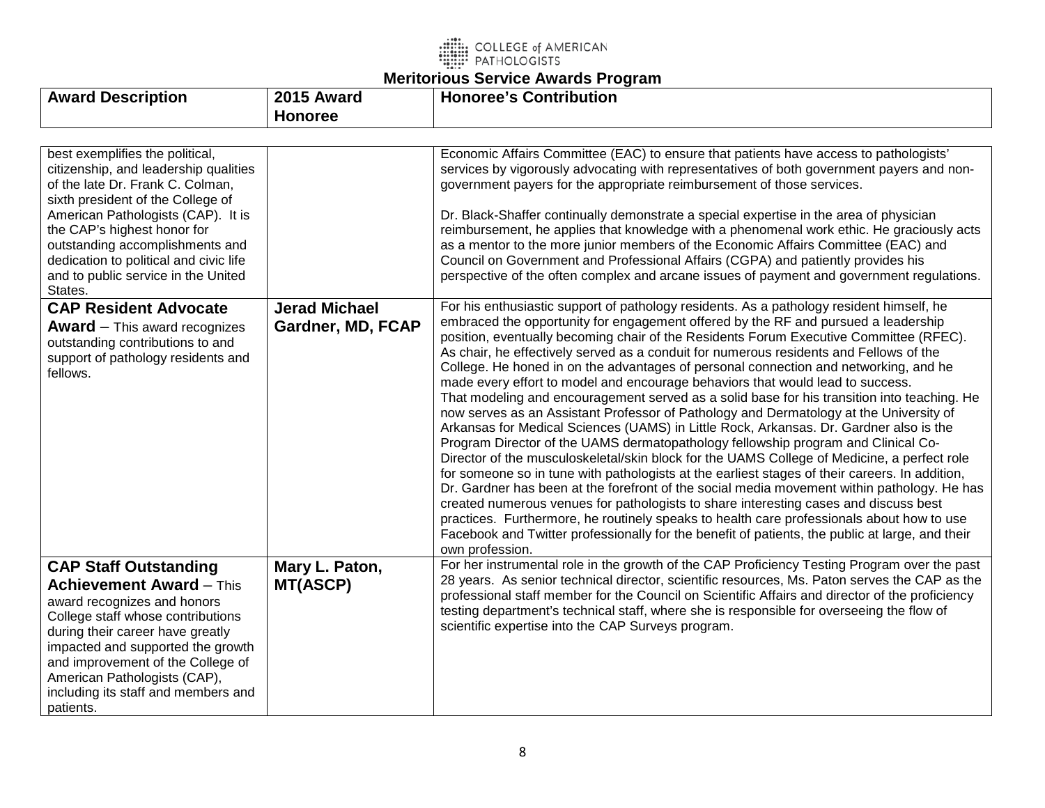**Meritorious Service Awards Program**

| Award Description | 2015 Award Honoree | Honoree's Contribution |
|---|---|---|
| best exemplifies the political, citizenship, and leadership qualities of the late Dr. Frank C. Colman, sixth president of the College of American Pathologists (CAP). It is the CAP's highest honor for outstanding accomplishments and dedication to political and civic life and to public service in the United States. | | Economic Affairs Committee (EAC) to ensure that patients have access to pathologists' services by vigorously advocating with representatives of both government payers and non-government payers for the appropriate reimbursement of those services.<br><br>Dr. Black-Shaffer continually demonstrate a special expertise in the area of physician reimbursement, he applies that knowledge with a phenomenal work ethic. He graciously acts as a mentor to the more junior members of the Economic Affairs Committee (EAC) and Council on Government and Professional Affairs (CGPA) and patiently provides his perspective of the often complex and arcane issues of payment and government regulations. |
| **CAP Resident Advocate Award** – This award recognizes outstanding contributions to and support of pathology residents and fellows. | **Jerad Michael Gardner, MD, FCAP** | For his enthusiastic support of pathology residents. As a pathology resident himself, he embraced the opportunity for engagement offered by the RF and pursued a leadership position, eventually becoming chair of the Residents Forum Executive Committee (RFEC). As chair, he effectively served as a conduit for numerous residents and Fellows of the College. He honed in on the advantages of personal connection and networking, and he made every effort to model and encourage behaviors that would lead to success.<br>That modeling and encouragement served as a solid base for his transition into teaching. He now serves as an Assistant Professor of Pathology and Dermatology at the University of Arkansas for Medical Sciences (UAMS) in Little Rock, Arkansas. Dr. Gardner also is the Program Director of the UAMS dermatopathology fellowship program and Clinical Co-Director of the musculoskeletal/skin block for the UAMS College of Medicine, a perfect role for someone so in tune with pathologists at the earliest stages of their careers. In addition, Dr. Gardner has been at the forefront of the social media movement within pathology. He has created numerous venues for pathologists to share interesting cases and discuss best practices. Furthermore, he routinely speaks to health care professionals about how to use Facebook and Twitter professionally for the benefit of patients, the public at large, and their own profession. |
| **CAP Staff Outstanding Achievement Award** – This award recognizes and honors College staff whose contributions during their career have greatly impacted and supported the growth and improvement of the College of American Pathologists (CAP), including its staff and members and patients. | **Mary L. Paton, MT(ASCP)** | For her instrumental role in the growth of the CAP Proficiency Testing Program over the past 28 years. As senior technical director, scientific resources, Ms. Paton serves the CAP as the professional staff member for the Council on Scientific Affairs and director of the proficiency testing department's technical staff, where she is responsible for overseeing the flow of scientific expertise into the CAP Surveys program. |